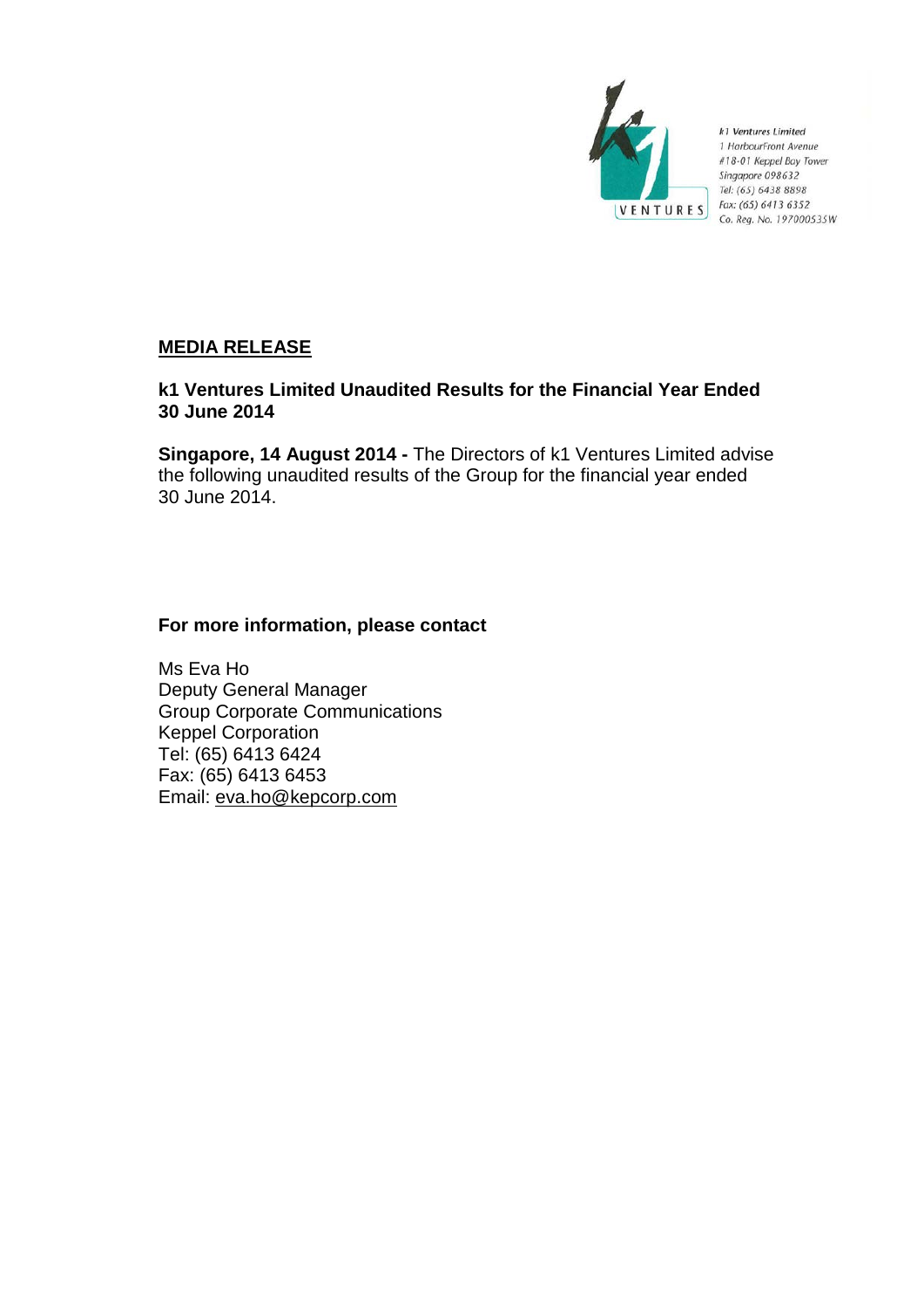k1 Ventures Limited
1 HarbourFront Avenue
#18-01 Keppel Bay Tower
Singapore 098632
Tel: (65) 6438 8898
Fax: (65) 6413 6352
Co. Reg. No. 197000535W

## MEDIA RELEASE

### k1 Ventures Limited Unaudited Results for the Financial Year Ended 30 June 2014

**Singapore, 14 August 2014 -** The Directors of k1 Ventures Limited advise the following unaudited results of the Group for the financial year ended 30 June 2014.

**For more information, please contact**

Ms Eva Ho
Deputy General Manager
Group Corporate Communications
Keppel Corporation
Tel: (65) 6413 6424
Fax: (65) 6413 6453
Email: eva.ho@kepcorp.com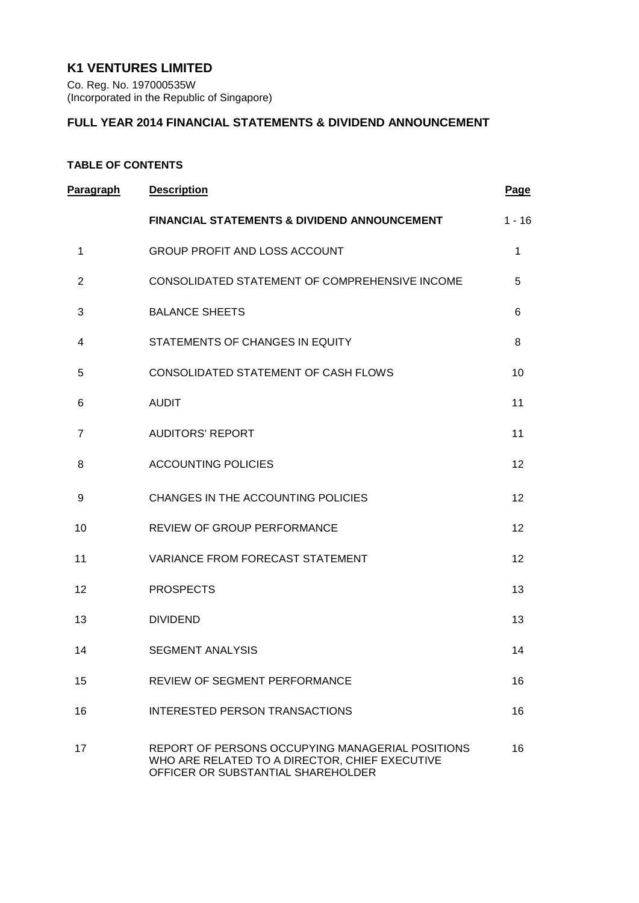# K1 VENTURES LIMITED

Co. Reg. No. 197000535W
(Incorporated in the Republic of Singapore)

## FULL YEAR 2014 FINANCIAL STATEMENTS & DIVIDEND ANNOUNCEMENT

### TABLE OF CONTENTS

| Paragraph | Description | Page |
|---|---|---|
| | **FINANCIAL STATEMENTS & DIVIDEND ANNOUNCEMENT** | 1 - 16 |
| 1 | GROUP PROFIT AND LOSS ACCOUNT | 1 |
| 2 | CONSOLIDATED STATEMENT OF COMPREHENSIVE INCOME | 5 |
| 3 | BALANCE SHEETS | 6 |
| 4 | STATEMENTS OF CHANGES IN EQUITY | 8 |
| 5 | CONSOLIDATED STATEMENT OF CASH FLOWS | 10 |
| 6 | AUDIT | 11 |
| 7 | AUDITORS' REPORT | 11 |
| 8 | ACCOUNTING POLICIES | 12 |
| 9 | CHANGES IN THE ACCOUNTING POLICIES | 12 |
| 10 | REVIEW OF GROUP PERFORMANCE | 12 |
| 11 | VARIANCE FROM FORECAST STATEMENT | 12 |
| 12 | PROSPECTS | 13 |
| 13 | DIVIDEND | 13 |
| 14 | SEGMENT ANALYSIS | 14 |
| 15 | REVIEW OF SEGMENT PERFORMANCE | 16 |
| 16 | INTERESTED PERSON TRANSACTIONS | 16 |
| 17 | REPORT OF PERSONS OCCUPYING MANAGERIAL POSITIONS WHO ARE RELATED TO A DIRECTOR, CHIEF EXECUTIVE OFFICER OR SUBSTANTIAL SHAREHOLDER | 16 |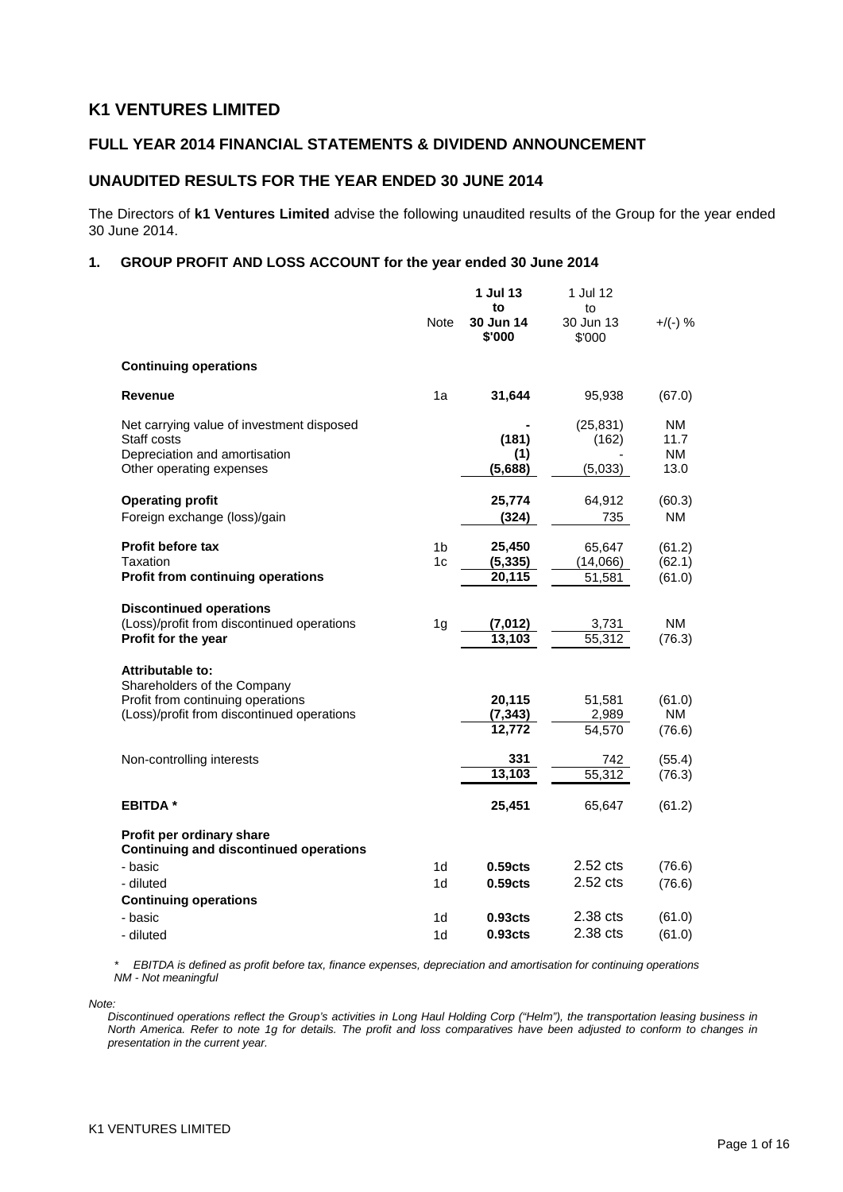# K1 VENTURES LIMITED

## FULL YEAR 2014 FINANCIAL STATEMENTS & DIVIDEND ANNOUNCEMENT

## UNAUDITED RESULTS FOR THE YEAR ENDED 30 JUNE 2014

The Directors of **k1 Ventures Limited** advise the following unaudited results of the Group for the year ended 30 June 2014.

### 1. GROUP PROFIT AND LOSS ACCOUNT for the year ended 30 June 2014

| | Note | **1 Jul 13 to 30 Jun 14 $'000** | 1 Jul 12 to 30 Jun 13 $'000 | +/(-) % |
|---|---|---|---|---|
| **Continuing operations** | | | | |
| **Revenue** | 1a | **31,644** | 95,938 | (67.0) |
| Net carrying value of investment disposed | | **-** | (25,831) | NM |
| Staff costs | | **(181)** | (162) | 11.7 |
| Depreciation and amortisation | | **(1)** | - | NM |
| Other operating expenses | | **(5,688)** | (5,033) | 13.0 |
| **Operating profit** | | **25,774** | 64,912 | (60.3) |
| Foreign exchange (loss)/gain | | **(324)** | 735 | NM |
| **Profit before tax** | 1b | **25,450** | 65,647 | (61.2) |
| Taxation | 1c | **(5,335)** | (14,066) | (62.1) |
| **Profit from continuing operations** | | **20,115** | 51,581 | (61.0) |
| **Discontinued operations** | | | | |
| (Loss)/profit from discontinued operations | 1g | **(7,012)** | 3,731 | NM |
| **Profit for the year** | | **13,103** | 55,312 | (76.3) |
| **Attributable to:** | | | | |
| Shareholders of the Company | | | | |
| Profit from continuing operations | | **20,115** | 51,581 | (61.0) |
| (Loss)/profit from discontinued operations | | **(7,343)** | 2,989 | NM |
| | | **12,772** | 54,570 | (76.6) |
| Non-controlling interests | | **331** | 742 | (55.4) |
| | | **13,103** | 55,312 | (76.3) |
| **EBITDA \*** | | **25,451** | 65,647 | (61.2) |
| **Profit per ordinary share** | | | | |
| **Continuing and discontinued operations** | | | | |
| - basic | 1d | **0.59cts** | 2.52 cts | (76.6) |
| - diluted | 1d | **0.59cts** | 2.52 cts | (76.6) |
| **Continuing operations** | | | | |
| - basic | 1d | **0.93cts** | 2.38 cts | (61.0) |
| - diluted | 1d | **0.93cts** | 2.38 cts | (61.0) |

*\* EBITDA is defined as profit before tax, finance expenses, depreciation and amortisation for continuing operations*
*NM - Not meaningful*

*Note:*
*Discontinued operations reflect the Group's activities in Long Haul Holding Corp ("Helm"), the transportation leasing business in North America. Refer to note 1g for details. The profit and loss comparatives have been adjusted to conform to changes in presentation in the current year.*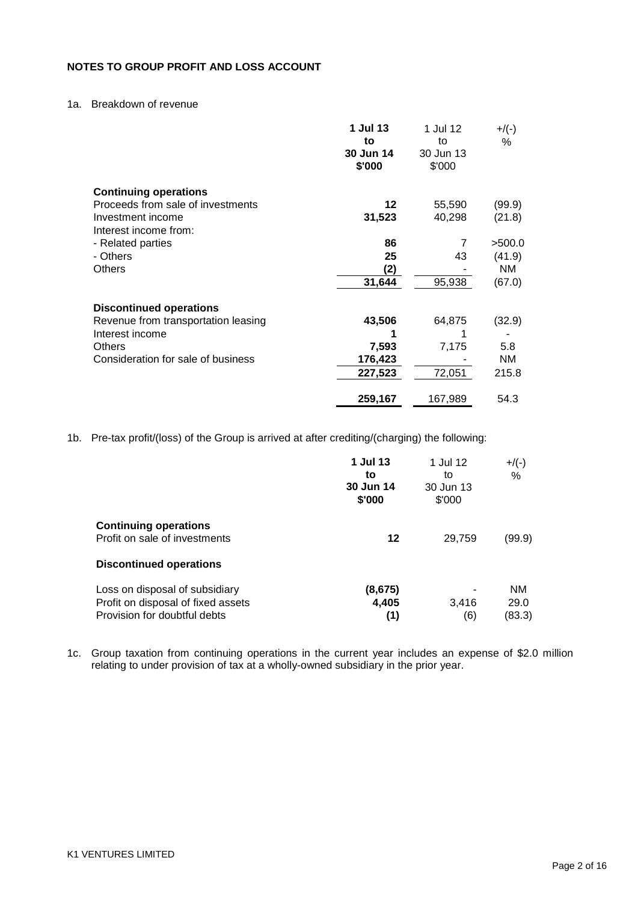## NOTES TO GROUP PROFIT AND LOSS ACCOUNT

1a. Breakdown of revenue

| | **1 Jul 13 to 30 Jun 14 $'000** | 1 Jul 12 to 30 Jun 13 $'000 | +/(-) % |
|---|---|---|---|
| **Continuing operations** | | | |
| Proceeds from sale of investments | **12** | 55,590 | (99.9) |
| Investment income | **31,523** | 40,298 | (21.8) |
| Interest income from: | | | |
| - Related parties | **86** | 7 | >500.0 |
| - Others | **25** | 43 | (41.9) |
| Others | **(2)** | - | NM |
| | **31,644** | 95,938 | (67.0) |
| **Discontinued operations** | | | |
| Revenue from transportation leasing | **43,506** | 64,875 | (32.9) |
| Interest income | **1** | 1 | - |
| Others | **7,593** | 7,175 | 5.8 |
| Consideration for sale of business | **176,423** | - | NM |
| | **227,523** | 72,051 | 215.8 |
| | **259,167** | 167,989 | 54.3 |

1b. Pre-tax profit/(loss) of the Group is arrived at after crediting/(charging) the following:

| | **1 Jul 13 to 30 Jun 14 $'000** | 1 Jul 12 to 30 Jun 13 $'000 | +/(-) % |
|---|---|---|---|
| **Continuing operations** | | | |
| Profit on sale of investments | **12** | 29,759 | (99.9) |
| **Discontinued operations** | | | |
| Loss on disposal of subsidiary | **(8,675)** | - | NM |
| Profit on disposal of fixed assets | **4,405** | 3,416 | 29.0 |
| Provision for doubtful debts | **(1)** | (6) | (83.3) |

1c. Group taxation from continuing operations in the current year includes an expense of $2.0 million relating to under provision of tax at a wholly-owned subsidiary in the prior year.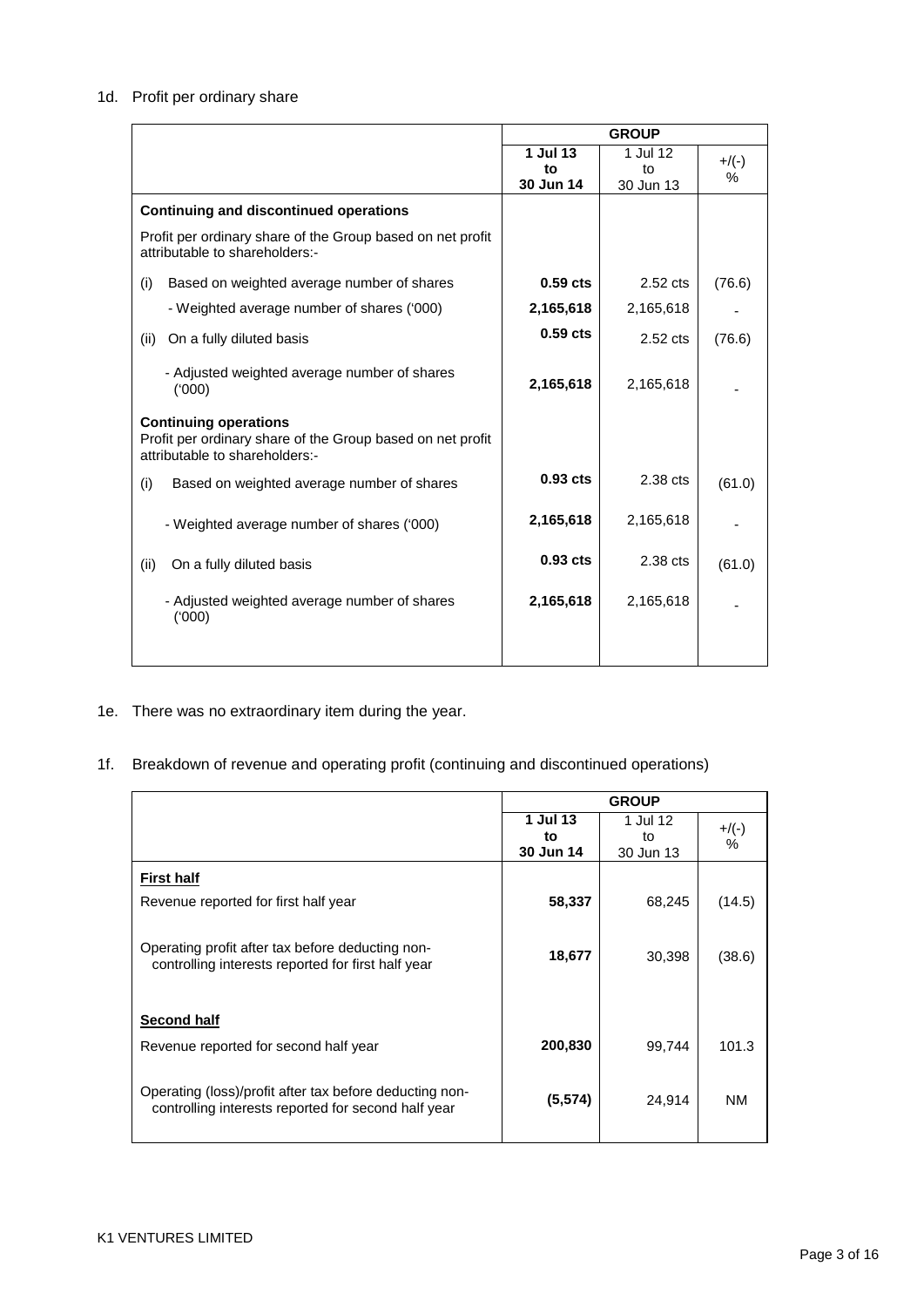## 1d. Profit per ordinary share

| | GROUP | | |
|---|---|---|---|
| | **1 Jul 13 to 30 Jun 14** | 1 Jul 12 to 30 Jun 13 | +/(-) % |
| **Continuing and discontinued operations** | | | |
| Profit per ordinary share of the Group based on net profit attributable to shareholders:- | | | |
| (i) Based on weighted average number of shares | **0.59 cts** | 2.52 cts | (76.6) |
| - Weighted average number of shares ('000) | **2,165,618** | 2,165,618 | - |
| (ii) On a fully diluted basis | **0.59 cts** | 2.52 cts | (76.6) |
| - Adjusted weighted average number of shares ('000) | **2,165,618** | 2,165,618 | - |
| **Continuing operations** Profit per ordinary share of the Group based on net profit attributable to shareholders:- | | | |
| (i) Based on weighted average number of shares | **0.93 cts** | 2.38 cts | (61.0) |
| - Weighted average number of shares ('000) | **2,165,618** | 2,165,618 | - |
| (ii) On a fully diluted basis | **0.93 cts** | 2.38 cts | (61.0) |
| - Adjusted weighted average number of shares ('000) | **2,165,618** | 2,165,618 | - |

## 1e. There was no extraordinary item during the year.

## 1f. Breakdown of revenue and operating profit (continuing and discontinued operations)

| | GROUP | | |
|---|---|---|---|
| | **1 Jul 13 to 30 Jun 14** | 1 Jul 12 to 30 Jun 13 | +/(-) % |
| **First half** | | | |
| Revenue reported for first half year | **58,337** | 68,245 | (14.5) |
| Operating profit after tax before deducting non-controlling interests reported for first half year | **18,677** | 30,398 | (38.6) |
| **Second half** | | | |
| Revenue reported for second half year | **200,830** | 99,744 | 101.3 |
| Operating (loss)/profit after tax before deducting non-controlling interests reported for second half year | **(5,574)** | 24,914 | NM |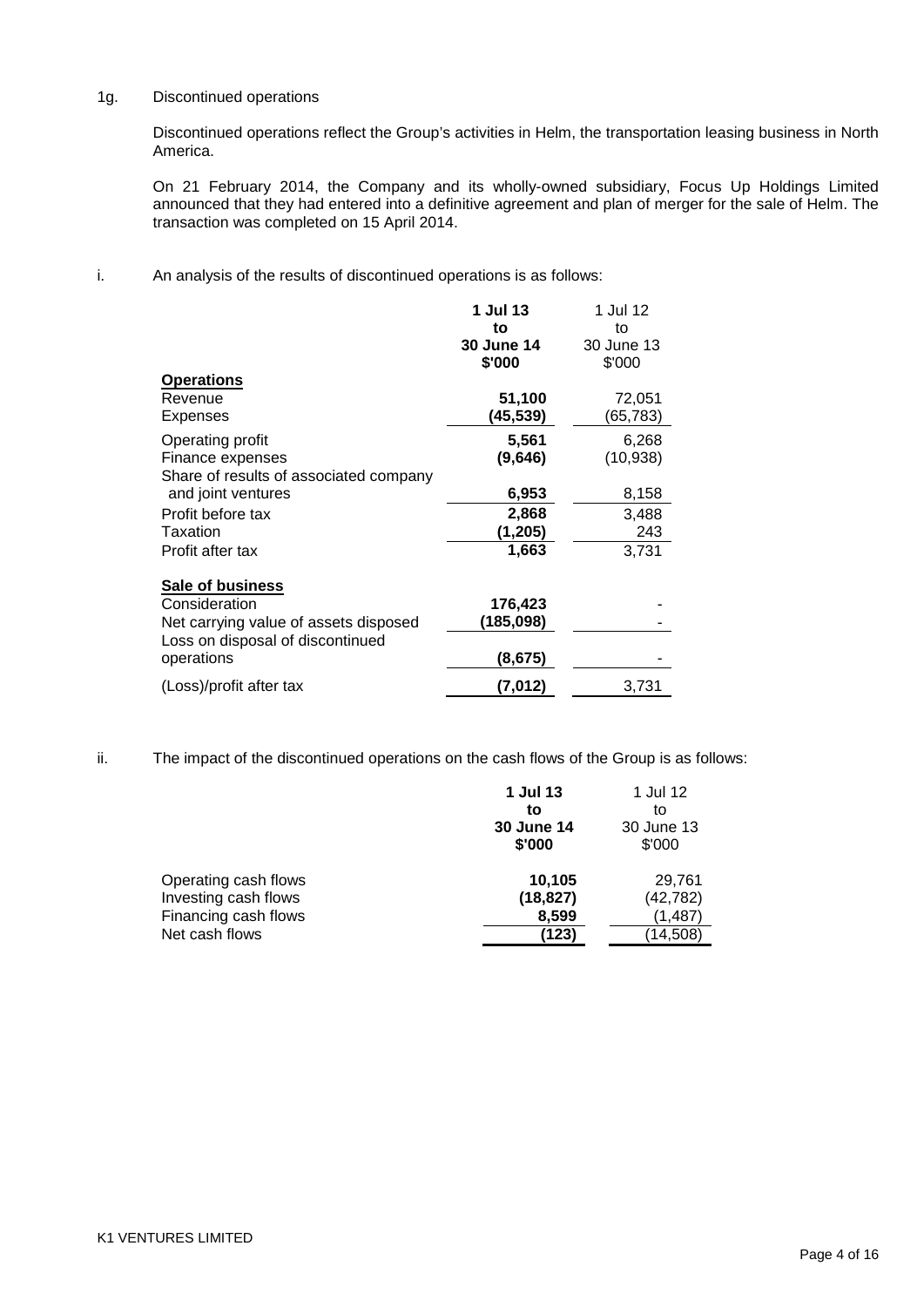1g. Discontinued operations

Discontinued operations reflect the Group's activities in Helm, the transportation leasing business in North America.

On 21 February 2014, the Company and its wholly-owned subsidiary, Focus Up Holdings Limited announced that they had entered into a definitive agreement and plan of merger for the sale of Helm. The transaction was completed on 15 April 2014.

i. An analysis of the results of discontinued operations is as follows:

| | **1 Jul 13 to 30 June 14 $'000** | 1 Jul 12 to 30 June 13 $'000 |
|---|---|---|
| **Operations** | | |
| Revenue | **51,100** | 72,051 |
| Expenses | **(45,539)** | (65,783) |
| Operating profit | **5,561** | 6,268 |
| Finance expenses | **(9,646)** | (10,938) |
| Share of results of associated company and joint ventures | **6,953** | 8,158 |
| Profit before tax | **2,868** | 3,488 |
| Taxation | **(1,205)** | 243 |
| Profit after tax | **1,663** | 3,731 |
| **Sale of business** | | |
| Consideration | **176,423** | - |
| Net carrying value of assets disposed | **(185,098)** | - |
| Loss on disposal of discontinued operations | **(8,675)** | - |
| (Loss)/profit after tax | **(7,012)** | 3,731 |

ii. The impact of the discontinued operations on the cash flows of the Group is as follows:

| | **1 Jul 13 to 30 June 14 $'000** | 1 Jul 12 to 30 June 13 $'000 |
|---|---|---|
| Operating cash flows | **10,105** | 29,761 |
| Investing cash flows | **(18,827)** | (42,782) |
| Financing cash flows | **8,599** | (1,487) |
| Net cash flows | **(123)** | (14,508) |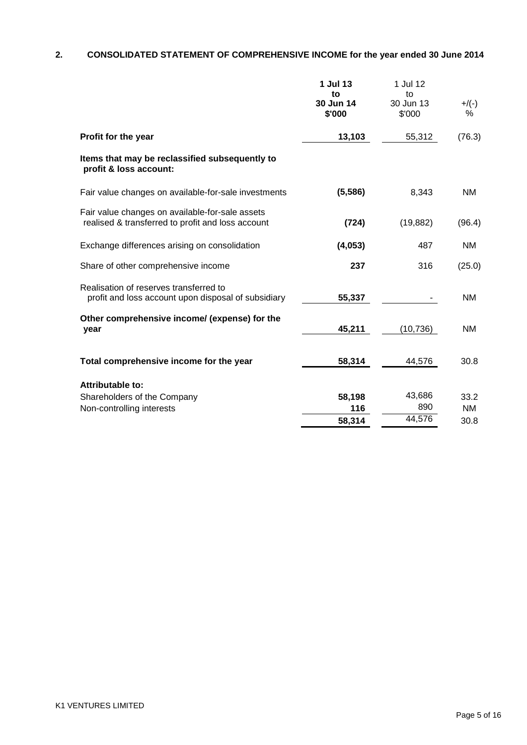## 2. CONSOLIDATED STATEMENT OF COMPREHENSIVE INCOME for the year ended 30 June 2014

| | 1 Jul 13 to 30 Jun 14 $'000 | 1 Jul 12 to 30 Jun 13 $'000 | +/(-) % |
|---|---|---|---|
| **Profit for the year** | **13,103** | 55,312 | (76.3) |
| **Items that may be reclassified subsequently to profit & loss account:** | | | |
| Fair value changes on available-for-sale investments | **(5,586)** | 8,343 | NM |
| Fair value changes on available-for-sale assets realised & transferred to profit and loss account | **(724)** | (19,882) | (96.4) |
| Exchange differences arising on consolidation | **(4,053)** | 487 | NM |
| Share of other comprehensive income | **237** | 316 | (25.0) |
| Realisation of reserves transferred to profit and loss account upon disposal of subsidiary | **55,337** | - | NM |
| **Other comprehensive income/ (expense) for the year** | **45,211** | (10,736) | NM |
| **Total comprehensive income for the year** | **58,314** | 44,576 | 30.8 |
| **Attributable to:** | | | |
| Shareholders of the Company | **58,198** | 43,686 | 33.2 |
| Non-controlling interests | **116** | 890 | NM |
| | **58,314** | 44,576 | 30.8 |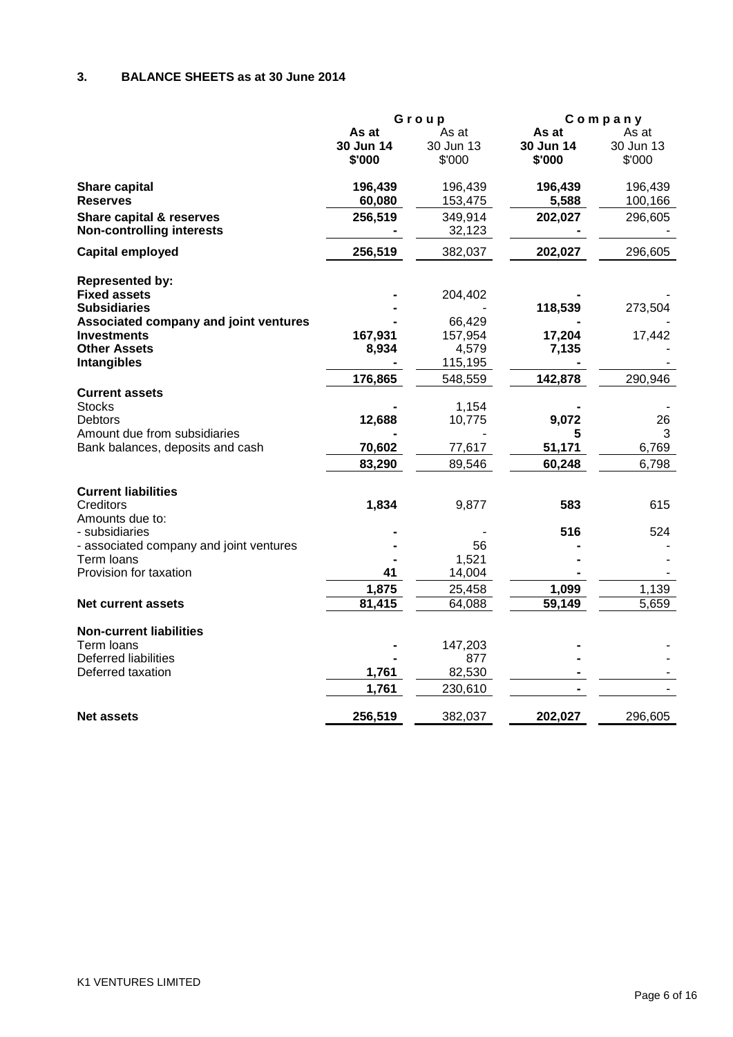### 3. BALANCE SHEETS as at 30 June 2014

| | Group | | Company | |
|---|---|---|---|---|
| | **As at 30 Jun 14 $'000** | As at 30 Jun 13 $'000 | **As at 30 Jun 14 $'000** | As at 30 Jun 13 $'000 |
| **Share capital** | **196,439** | 196,439 | **196,439** | 196,439 |
| **Reserves** | **60,080** | 153,475 | **5,588** | 100,166 |
| **Share capital & reserves** | **256,519** | 349,914 | **202,027** | 296,605 |
| **Non-controlling interests** | **-** | 32,123 | **-** | - |
| **Capital employed** | **256,519** | 382,037 | **202,027** | 296,605 |
| **Represented by:** | | | | |
| **Fixed assets** | **-** | 204,402 | **-** | - |
| **Subsidiaries** | **-** | - | **118,539** | 273,504 |
| **Associated company and joint ventures** | **-** | 66,429 | **-** | - |
| **Investments** | **167,931** | 157,954 | **17,204** | 17,442 |
| **Other Assets** | **8,934** | 4,579 | **7,135** | - |
| **Intangibles** | **-** | 115,195 | **-** | - |
| | **176,865** | 548,559 | **142,878** | 290,946 |
| **Current assets** | | | | |
| Stocks | **-** | 1,154 | **-** | - |
| Debtors | **12,688** | 10,775 | **9,072** | 26 |
| Amount due from subsidiaries | **-** | - | **5** | 3 |
| Bank balances, deposits and cash | **70,602** | 77,617 | **51,171** | 6,769 |
| | **83,290** | 89,546 | **60,248** | 6,798 |
| **Current liabilities** | | | | |
| Creditors | **1,834** | 9,877 | **583** | 615 |
| Amounts due to: | | | | |
| - subsidiaries | **-** | - | **516** | 524 |
| - associated company and joint ventures | **-** | 56 | **-** | - |
| Term loans | **-** | 1,521 | **-** | - |
| Provision for taxation | **41** | 14,004 | **-** | - |
| | **1,875** | 25,458 | **1,099** | 1,139 |
| **Net current assets** | **81,415** | 64,088 | **59,149** | 5,659 |
| **Non-current liabilities** | | | | |
| Term loans | **-** | 147,203 | **-** | - |
| Deferred liabilities | **-** | 877 | **-** | - |
| Deferred taxation | **1,761** | 82,530 | **-** | - |
| | **1,761** | 230,610 | **-** | - |
| **Net assets** | **256,519** | 382,037 | **202,027** | 296,605 |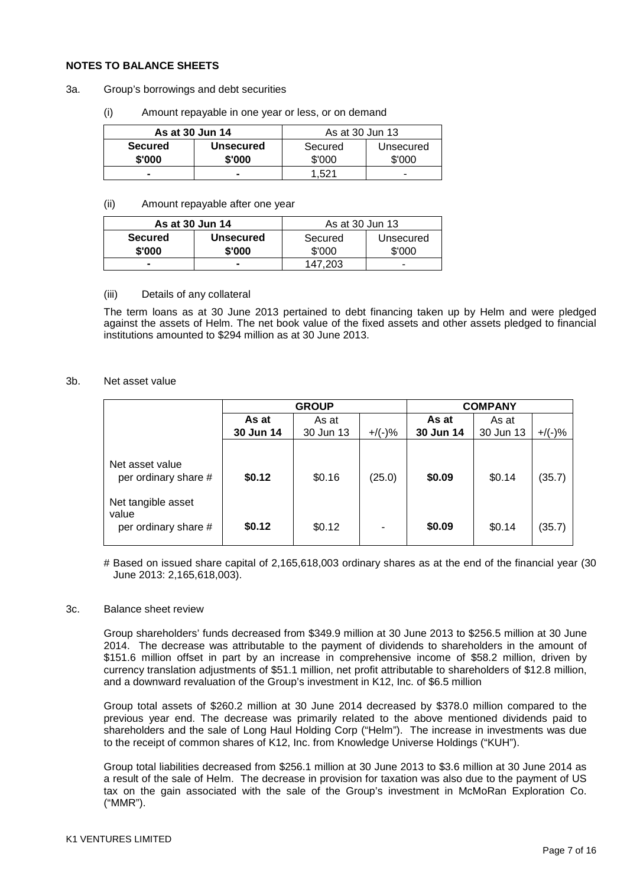**NOTES TO BALANCE SHEETS**

3a. Group's borrowings and debt securities

(i) Amount repayable in one year or less, or on demand

| **As at 30 Jun 14** | | As at 30 Jun 13 | |
|---|---|---|---|
| **Secured $'000** | **Unsecured $'000** | Secured $'000 | Unsecured $'000 |
| **-** | **-** | 1,521 | - |

(ii) Amount repayable after one year

| **As at 30 Jun 14** | | As at 30 Jun 13 | |
|---|---|---|---|
| **Secured $'000** | **Unsecured $'000** | Secured $'000 | Unsecured $'000 |
| **-** | **-** | 147,203 | - |

(iii) Details of any collateral

The term loans as at 30 June 2013 pertained to debt financing taken up by Helm and were pledged against the assets of Helm. The net book value of the fixed assets and other assets pledged to financial institutions amounted to $294 million as at 30 June 2013.

3b. Net asset value

| | **GROUP** | | | **COMPANY** | | |
|---|---|---|---|---|---|---|
| | **As at 30 Jun 14** | As at 30 Jun 13 | +/(-)% | **As at 30 Jun 14** | As at 30 Jun 13 | +/(-)% |
| Net asset value per ordinary share # | **$0.12** | $0.16 | (25.0) | **$0.09** | $0.14 | (35.7) |
| Net tangible asset value per ordinary share # | **$0.12** | $0.12 | - | **$0.09** | $0.14 | (35.7) |

# Based on issued share capital of 2,165,618,003 ordinary shares as at the end of the financial year (30 June 2013: 2,165,618,003).

3c. Balance sheet review

Group shareholders' funds decreased from $349.9 million at 30 June 2013 to $256.5 million at 30 June 2014. The decrease was attributable to the payment of dividends to shareholders in the amount of $151.6 million offset in part by an increase in comprehensive income of $58.2 million, driven by currency translation adjustments of $51.1 million, net profit attributable to shareholders of $12.8 million, and a downward revaluation of the Group's investment in K12, Inc. of $6.5 million

Group total assets of $260.2 million at 30 June 2014 decreased by $378.0 million compared to the previous year end. The decrease was primarily related to the above mentioned dividends paid to shareholders and the sale of Long Haul Holding Corp ("Helm"). The increase in investments was due to the receipt of common shares of K12, Inc. from Knowledge Universe Holdings ("KUH").

Group total liabilities decreased from $256.1 million at 30 June 2013 to $3.6 million at 30 June 2014 as a result of the sale of Helm. The decrease in provision for taxation was also due to the payment of US tax on the gain associated with the sale of the Group's investment in McMoRan Exploration Co. ("MMR").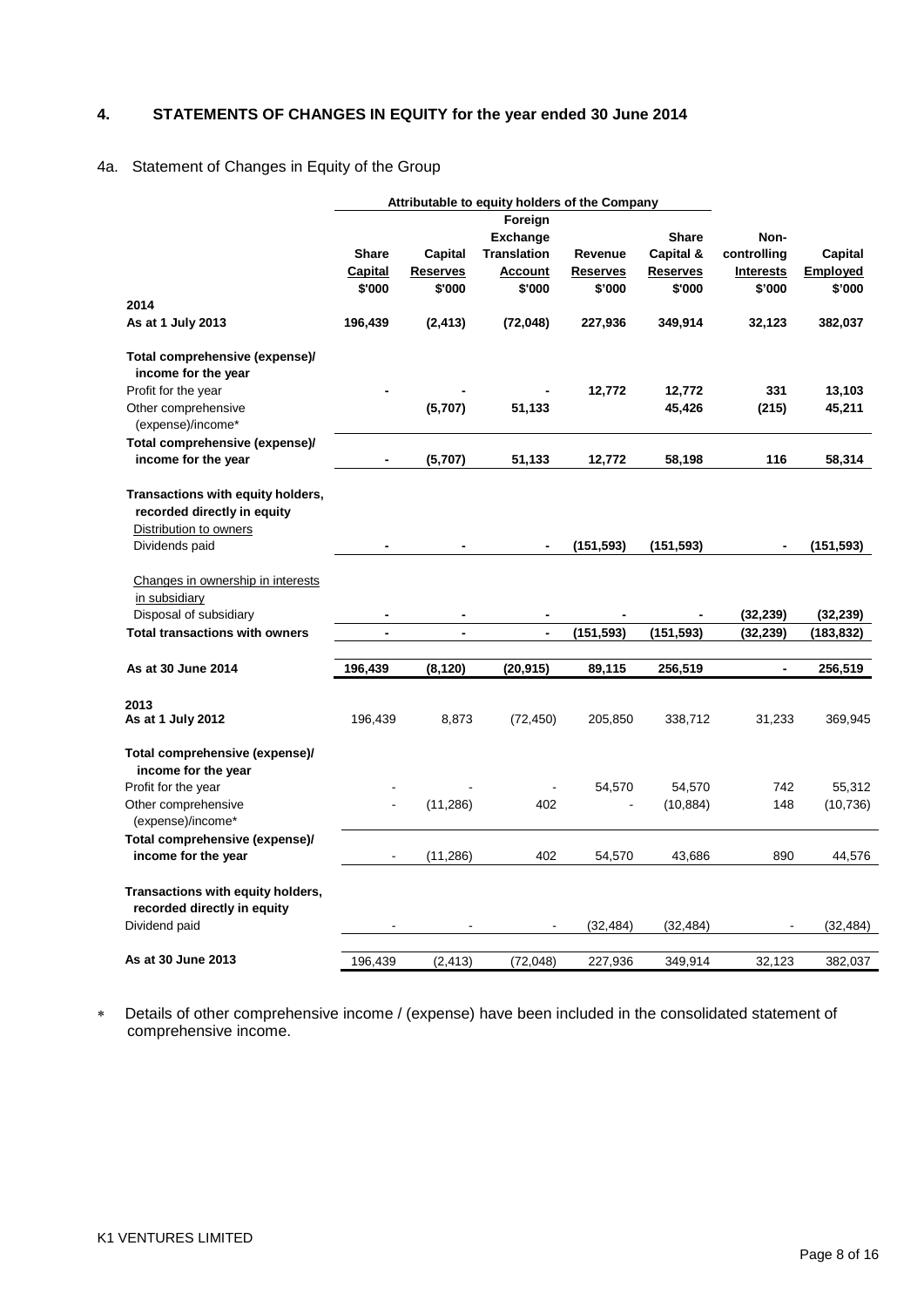## 4. STATEMENTS OF CHANGES IN EQUITY for the year ended 30 June 2014

### 4a. Statement of Changes in Equity of the Group

| | Attributable to equity holders of the Company | | | | | | |
|---|---|---|---|---|---|---|---|
| | Share Capital | Capital Reserves | Foreign Exchange Translation Account | Revenue Reserves | Share Capital & Reserves | Non-controlling Interests | Capital Employed |
| | $'000 | $'000 | $'000 | $'000 | $'000 | $'000 | $'000 |
| **2014** | | | | | | | |
| **As at 1 July 2013** | **196,439** | **(2,413)** | **(72,048)** | **227,936** | **349,914** | **32,123** | **382,037** |
| **Total comprehensive (expense)/ income for the year** | | | | | | | |
| Profit for the year | **-** | **-** | **-** | **12,772** | **12,772** | **331** | **13,103** |
| Other comprehensive (expense)/income* | | **(5,707)** | **51,133** | | **45,426** | **(215)** | **45,211** |
| **Total comprehensive (expense)/ income for the year** | **-** | **(5,707)** | **51,133** | **12,772** | **58,198** | **116** | **58,314** |
| **Transactions with equity holders, recorded directly in equity** | | | | | | | |
| Distribution to owners | | | | | | | |
| Dividends paid | **-** | **-** | **-** | **(151,593)** | **(151,593)** | **-** | **(151,593)** |
| Changes in ownership in interests in subsidiary | | | | | | | |
| Disposal of subsidiary | **-** | **-** | **-** | **-** | **-** | **(32,239)** | **(32,239)** |
| **Total transactions with owners** | **-** | **-** | **-** | **(151,593)** | **(151,593)** | **(32,239)** | **(183,832)** |
| **As at 30 June 2014** | **196,439** | **(8,120)** | **(20,915)** | **89,115** | **256,519** | **-** | **256,519** |
| **2013** | | | | | | | |
| **As at 1 July 2012** | 196,439 | 8,873 | (72,450) | 205,850 | 338,712 | 31,233 | 369,945 |
| **Total comprehensive (expense)/ income for the year** | | | | | | | |
| Profit for the year | - | - | - | 54,570 | 54,570 | 742 | 55,312 |
| Other comprehensive (expense)/income* | - | (11,286) | 402 | - | (10,884) | 148 | (10,736) |
| **Total comprehensive (expense)/ income for the year** | - | (11,286) | 402 | 54,570 | 43,686 | 890 | 44,576 |
| **Transactions with equity holders, recorded directly in equity** | | | | | | | |
| Dividend paid | - | - | - | (32,484) | (32,484) | - | (32,484) |
| **As at 30 June 2013** | 196,439 | (2,413) | (72,048) | 227,936 | 349,914 | 32,123 | 382,037 |

* Details of other comprehensive income / (expense) have been included in the consolidated statement of comprehensive income.

K1 VENTURES LIMITED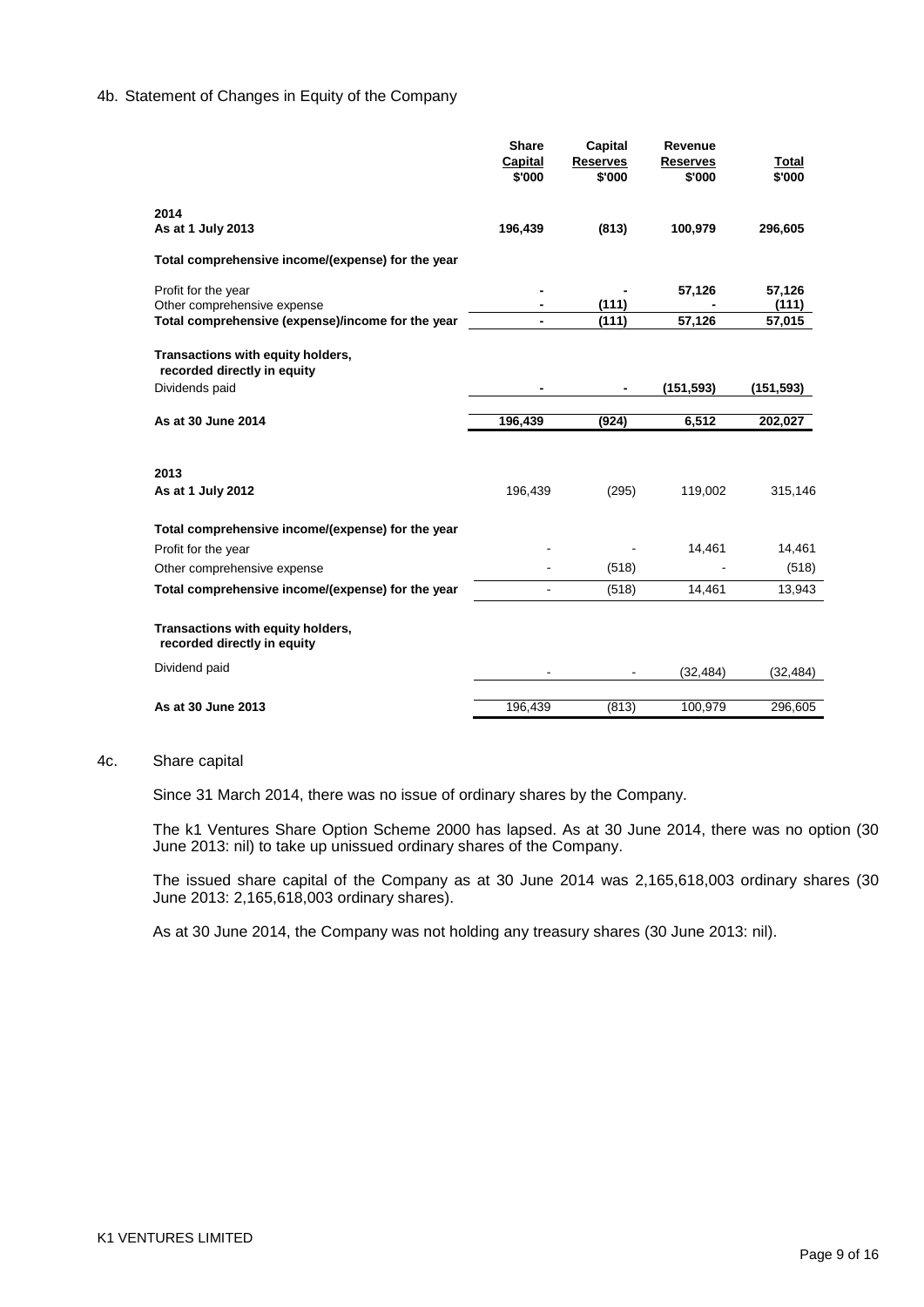4b. Statement of Changes in Equity of the Company

| | Share Capital $'000 | Capital Reserves $'000 | Revenue Reserves $'000 | Total $'000 |
|---|---|---|---|---|
| **2014** | | | | |
| **As at 1 July 2013** | **196,439** | **(813)** | **100,979** | **296,605** |
| **Total comprehensive income/(expense) for the year** | | | | |
| Profit for the year | **-** | **-** | **57,126** | **57,126** |
| Other comprehensive expense | **-** | **(111)** | **-** | **(111)** |
| **Total comprehensive (expense)/income for the year** | **-** | **(111)** | **57,126** | **57,015** |
| **Transactions with equity holders, recorded directly in equity** | | | | |
| Dividends paid | **-** | **-** | **(151,593)** | **(151,593)** |
| **As at 30 June 2014** | **196,439** | **(924)** | **6,512** | **202,027** |
| **2013** | | | | |
| **As at 1 July 2012** | 196,439 | (295) | 119,002 | 315,146 |
| **Total comprehensive income/(expense) for the year** | | | | |
| Profit for the year | - | - | 14,461 | 14,461 |
| Other comprehensive expense | - | (518) | - | (518) |
| **Total comprehensive income/(expense) for the year** | - | (518) | 14,461 | 13,943 |
| **Transactions with equity holders, recorded directly in equity** | | | | |
| Dividend paid | - | - | (32,484) | (32,484) |
| **As at 30 June 2013** | 196,439 | (813) | 100,979 | 296,605 |

4c. Share capital

Since 31 March 2014, there was no issue of ordinary shares by the Company.

The k1 Ventures Share Option Scheme 2000 has lapsed. As at 30 June 2014, there was no option (30 June 2013: nil) to take up unissued ordinary shares of the Company.

The issued share capital of the Company as at 30 June 2014 was 2,165,618,003 ordinary shares (30 June 2013: 2,165,618,003 ordinary shares).

As at 30 June 2014, the Company was not holding any treasury shares (30 June 2013: nil).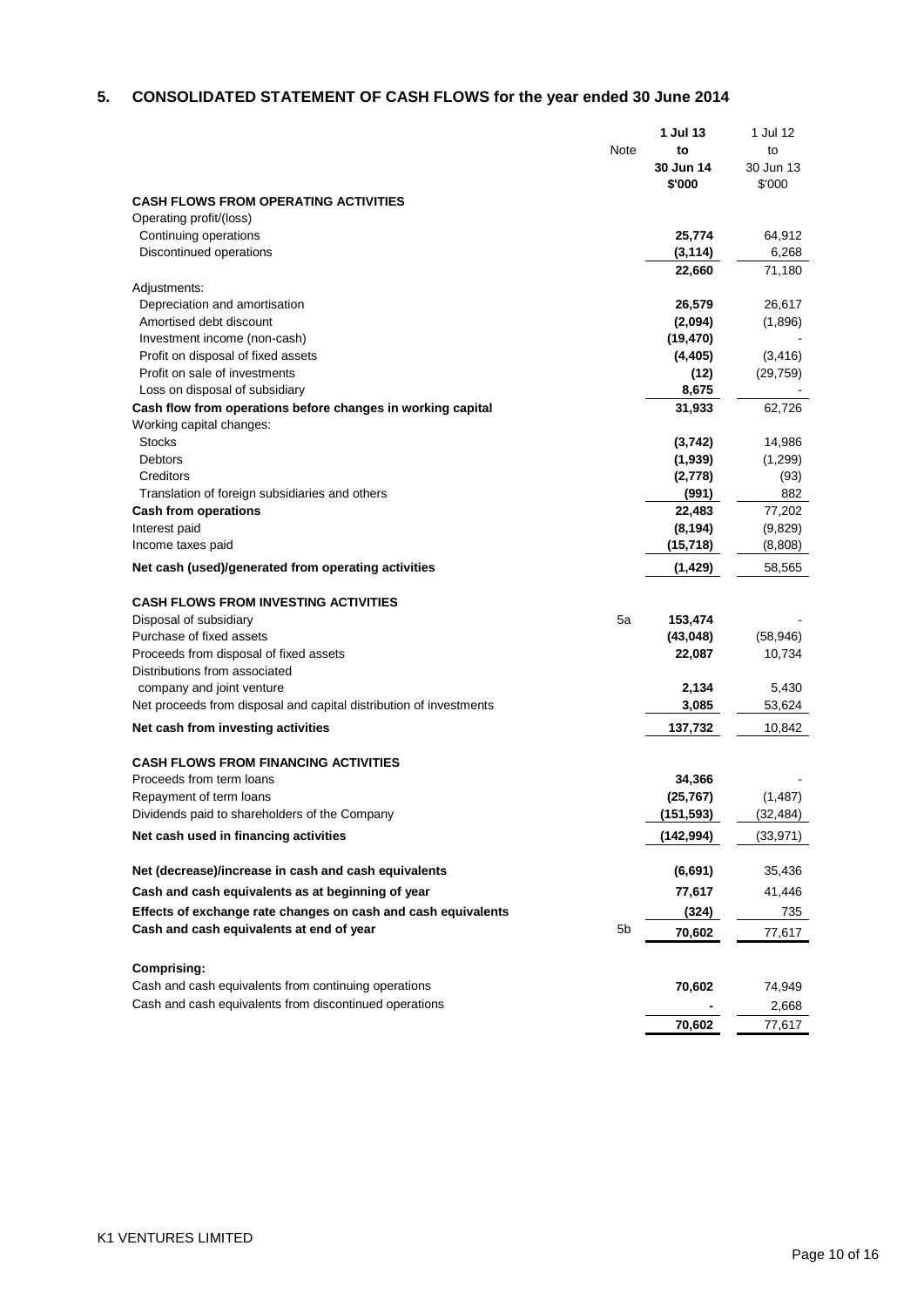## 5. CONSOLIDATED STATEMENT OF CASH FLOWS for the year ended 30 June 2014

| | Note | **1 Jul 13 to 30 Jun 14 $'000** | 1 Jul 12 to 30 Jun 13 $'000 |
|---|---|---|---|
| **CASH FLOWS FROM OPERATING ACTIVITIES** | | | |
| Operating profit/(loss) | | | |
| Continuing operations | | **25,774** | 64,912 |
| Discontinued operations | | **(3,114)** | 6,268 |
| | | **22,660** | 71,180 |
| Adjustments: | | | |
| Depreciation and amortisation | | **26,579** | 26,617 |
| Amortised debt discount | | **(2,094)** | (1,896) |
| Investment income (non-cash) | | **(19,470)** | - |
| Profit on disposal of fixed assets | | **(4,405)** | (3,416) |
| Profit on sale of investments | | **(12)** | (29,759) |
| Loss on disposal of subsidiary | | **8,675** | - |
| **Cash flow from operations before changes in working capital** | | **31,933** | 62,726 |
| Working capital changes: | | | |
| Stocks | | **(3,742)** | 14,986 |
| Debtors | | **(1,939)** | (1,299) |
| Creditors | | **(2,778)** | (93) |
| Translation of foreign subsidiaries and others | | **(991)** | 882 |
| **Cash from operations** | | **22,483** | 77,202 |
| Interest paid | | **(8,194)** | (9,829) |
| Income taxes paid | | **(15,718)** | (8,808) |
| **Net cash (used)/generated from operating activities** | | **(1,429)** | 58,565 |
| **CASH FLOWS FROM INVESTING ACTIVITIES** | | | |
| Disposal of subsidiary | 5a | **153,474** | - |
| Purchase of fixed assets | | **(43,048)** | (58,946) |
| Proceeds from disposal of fixed assets | | **22,087** | 10,734 |
| Distributions from associated company and joint venture | | **2,134** | 5,430 |
| Net proceeds from disposal and capital distribution of investments | | **3,085** | 53,624 |
| **Net cash from investing activities** | | **137,732** | 10,842 |
| **CASH FLOWS FROM FINANCING ACTIVITIES** | | | |
| Proceeds from term loans | | **34,366** | - |
| Repayment of term loans | | **(25,767)** | (1,487) |
| Dividends paid to shareholders of the Company | | **(151,593)** | (32,484) |
| **Net cash used in financing activities** | | **(142,994)** | (33,971) |
| **Net (decrease)/increase in cash and cash equivalents** | | **(6,691)** | 35,436 |
| **Cash and cash equivalents as at beginning of year** | | **77,617** | 41,446 |
| **Effects of exchange rate changes on cash and cash equivalents** | | **(324)** | 735 |
| **Cash and cash equivalents at end of year** | 5b | **70,602** | 77,617 |
| **Comprising:** | | | |
| Cash and cash equivalents from continuing operations | | **70,602** | 74,949 |
| Cash and cash equivalents from discontinued operations | | **-** | 2,668 |
| | | **70,602** | 77,617 |

K1 VENTURES LIMITED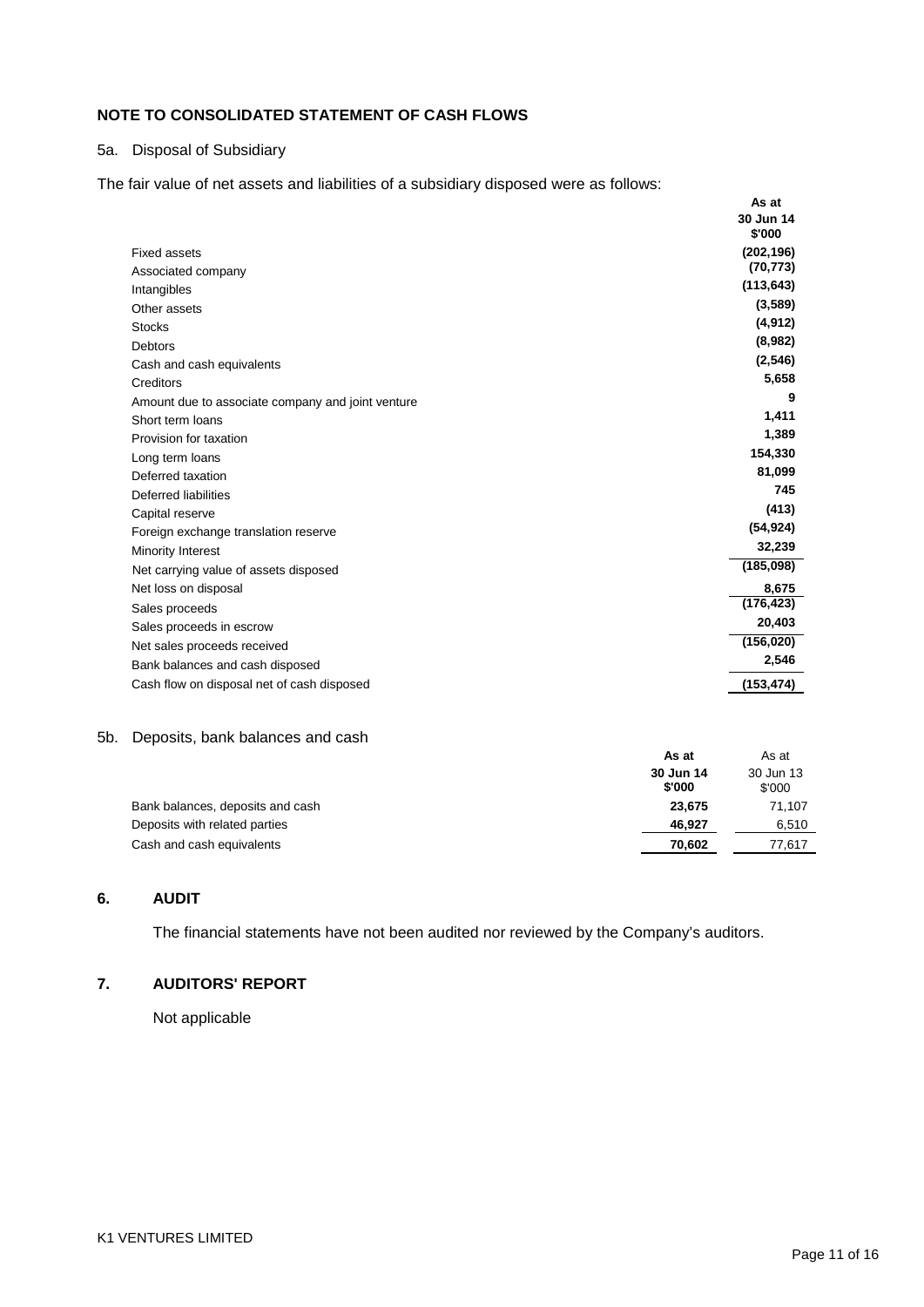## NOTE TO CONSOLIDATED STATEMENT OF CASH FLOWS

### 5a. Disposal of Subsidiary

The fair value of net assets and liabilities of a subsidiary disposed were as follows:

| | As at 30 Jun 14 $'000 |
|---|---|
| Fixed assets | (202,196) |
| Associated company | (70,773) |
| Intangibles | (113,643) |
| Other assets | (3,589) |
| Stocks | (4,912) |
| Debtors | (8,982) |
| Cash and cash equivalents | (2,546) |
| Creditors | 5,658 |
| Amount due to associate company and joint venture | 9 |
| Short term loans | 1,411 |
| Provision for taxation | 1,389 |
| Long term loans | 154,330 |
| Deferred taxation | 81,099 |
| Deferred liabilities | 745 |
| Capital reserve | (413) |
| Foreign exchange translation reserve | (54,924) |
| Minority Interest | 32,239 |
| Net carrying value of assets disposed | (185,098) |
| Net loss on disposal | 8,675 |
| Sales proceeds | (176,423) |
| Sales proceeds in escrow | 20,403 |
| Net sales proceeds received | (156,020) |
| Bank balances and cash disposed | 2,546 |
| Cash flow on disposal net of cash disposed | (153,474) |

### 5b. Deposits, bank balances and cash

| | As at 30 Jun 14 $'000 | As at 30 Jun 13 $'000 |
|---|---|---|
| Bank balances, deposits and cash | 23,675 | 71,107 |
| Deposits with related parties | 46,927 | 6,510 |
| Cash and cash equivalents | 70,602 | 77,617 |

## 6. AUDIT

The financial statements have not been audited nor reviewed by the Company's auditors.

## 7. AUDITORS' REPORT

Not applicable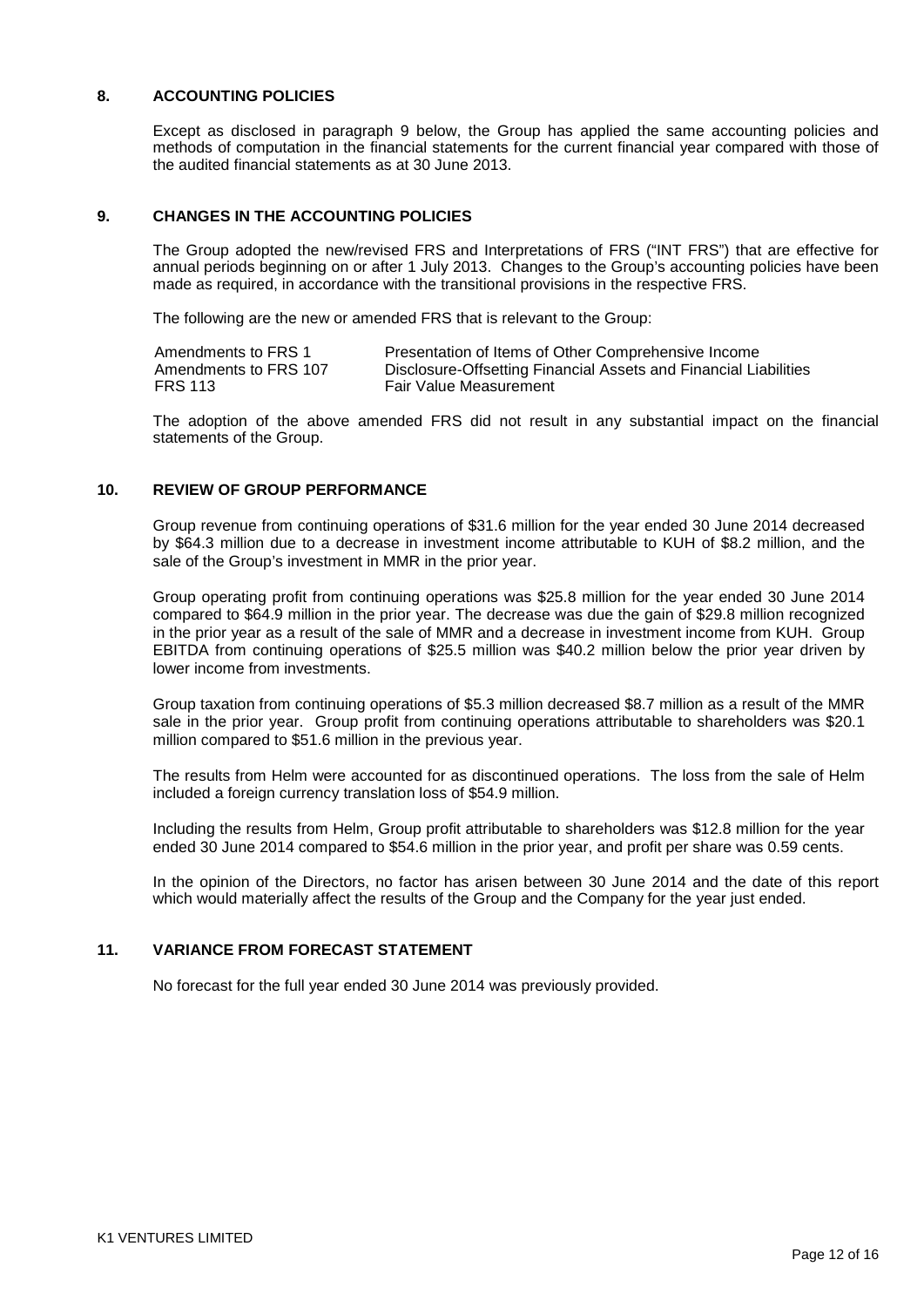## 8. ACCOUNTING POLICIES

Except as disclosed in paragraph 9 below, the Group has applied the same accounting policies and methods of computation in the financial statements for the current financial year compared with those of the audited financial statements as at 30 June 2013.

## 9. CHANGES IN THE ACCOUNTING POLICIES

The Group adopted the new/revised FRS and Interpretations of FRS ("INT FRS") that are effective for annual periods beginning on or after 1 July 2013. Changes to the Group's accounting policies have been made as required, in accordance with the transitional provisions in the respective FRS.

The following are the new or amended FRS that is relevant to the Group:

| | |
|---|---|
| Amendments to FRS 1 | Presentation of Items of Other Comprehensive Income |
| Amendments to FRS 107 | Disclosure-Offsetting Financial Assets and Financial Liabilities |
| FRS 113 | Fair Value Measurement |

The adoption of the above amended FRS did not result in any substantial impact on the financial statements of the Group.

## 10. REVIEW OF GROUP PERFORMANCE

Group revenue from continuing operations of $31.6 million for the year ended 30 June 2014 decreased by $64.3 million due to a decrease in investment income attributable to KUH of $8.2 million, and the sale of the Group's investment in MMR in the prior year.

Group operating profit from continuing operations was $25.8 million for the year ended 30 June 2014 compared to $64.9 million in the prior year. The decrease was due the gain of $29.8 million recognized in the prior year as a result of the sale of MMR and a decrease in investment income from KUH. Group EBITDA from continuing operations of $25.5 million was $40.2 million below the prior year driven by lower income from investments.

Group taxation from continuing operations of $5.3 million decreased $8.7 million as a result of the MMR sale in the prior year. Group profit from continuing operations attributable to shareholders was $20.1 million compared to $51.6 million in the previous year.

The results from Helm were accounted for as discontinued operations. The loss from the sale of Helm included a foreign currency translation loss of $54.9 million.

Including the results from Helm, Group profit attributable to shareholders was $12.8 million for the year ended 30 June 2014 compared to $54.6 million in the prior year, and profit per share was 0.59 cents.

In the opinion of the Directors, no factor has arisen between 30 June 2014 and the date of this report which would materially affect the results of the Group and the Company for the year just ended.

## 11. VARIANCE FROM FORECAST STATEMENT

No forecast for the full year ended 30 June 2014 was previously provided.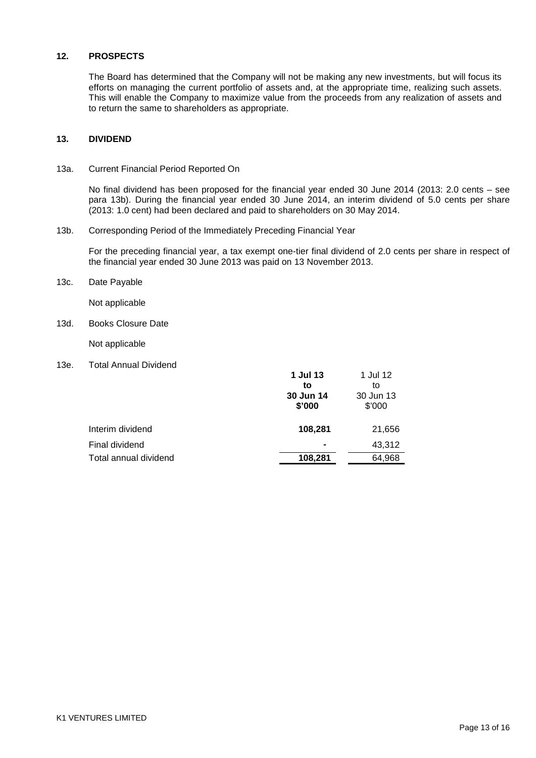## 12. PROSPECTS

The Board has determined that the Company will not be making any new investments, but will focus its efforts on managing the current portfolio of assets and, at the appropriate time, realizing such assets. This will enable the Company to maximize value from the proceeds from any realization of assets and to return the same to shareholders as appropriate.

## 13. DIVIDEND

### 13a. Current Financial Period Reported On

No final dividend has been proposed for the financial year ended 30 June 2014 (2013: 2.0 cents – see para 13b). During the financial year ended 30 June 2014, an interim dividend of 5.0 cents per share (2013: 1.0 cent) had been declared and paid to shareholders on 30 May 2014.

### 13b. Corresponding Period of the Immediately Preceding Financial Year

For the preceding financial year, a tax exempt one-tier final dividend of 2.0 cents per share in respect of the financial year ended 30 June 2013 was paid on 13 November 2013.

### 13c. Date Payable

Not applicable

### 13d. Books Closure Date

Not applicable

### 13e. Total Annual Dividend

| | **1 Jul 13 to 30 Jun 14 $'000** | 1 Jul 12 to 30 Jun 13 $'000 |
|---|---|---|
| Interim dividend | **108,281** | 21,656 |
| Final dividend | **-** | 43,312 |
| Total annual dividend | **108,281** | 64,968 |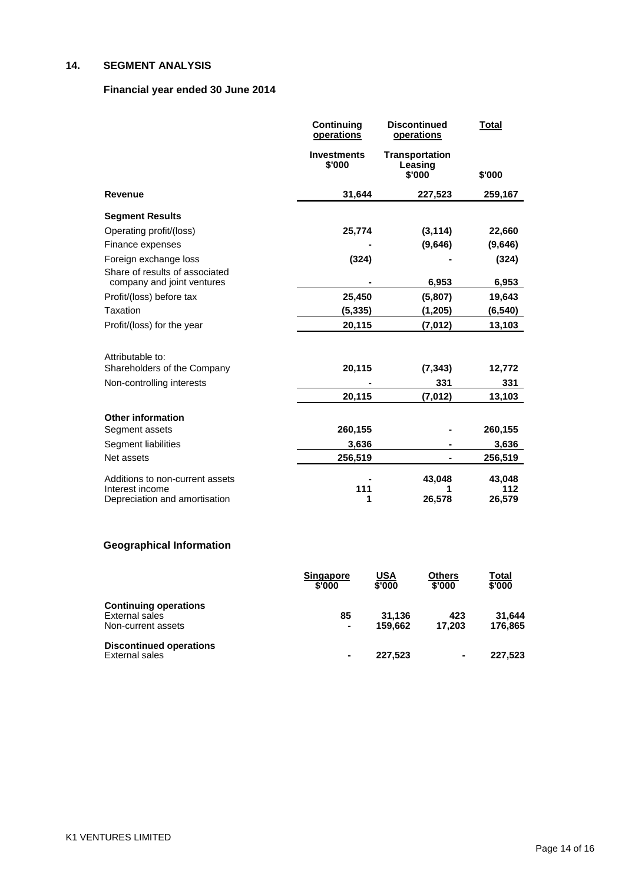## 14. SEGMENT ANALYSIS

### Financial year ended 30 June 2014

| | Continuing operations | Discontinued operations | Total |
|---|---|---|---|
| | Investments $'000 | Transportation Leasing $'000 | $'000 |
| **Revenue** | 31,644 | 227,523 | 259,167 |
| **Segment Results** | | | |
| Operating profit/(loss) | 25,774 | (3,114) | 22,660 |
| Finance expenses | - | (9,646) | (9,646) |
| Foreign exchange loss | (324) | - | (324) |
| Share of results of associated company and joint ventures | - | 6,953 | 6,953 |
| Profit/(loss) before tax | 25,450 | (5,807) | 19,643 |
| Taxation | (5,335) | (1,205) | (6,540) |
| Profit/(loss) for the year | 20,115 | (7,012) | 13,103 |
| Attributable to: | | | |
| Shareholders of the Company | 20,115 | (7,343) | 12,772 |
| Non-controlling interests | - | 331 | 331 |
| | 20,115 | (7,012) | 13,103 |
| **Other information** | | | |
| Segment assets | 260,155 | - | 260,155 |
| Segment liabilities | 3,636 | - | 3,636 |
| Net assets | 256,519 | - | 256,519 |
| Additions to non-current assets | - | 43,048 | 43,048 |
| Interest income | 111 | 1 | 112 |
| Depreciation and amortisation | 1 | 26,578 | 26,579 |

### Geographical Information

| | Singapore $'000 | USA $'000 | Others $'000 | Total $'000 |
|---|---|---|---|---|
| **Continuing operations** | | | | |
| External sales | 85 | 31,136 | 423 | 31,644 |
| Non-current assets | - | 159,662 | 17,203 | 176,865 |
| **Discontinued operations** | | | | |
| External sales | - | 227,523 | - | 227,523 |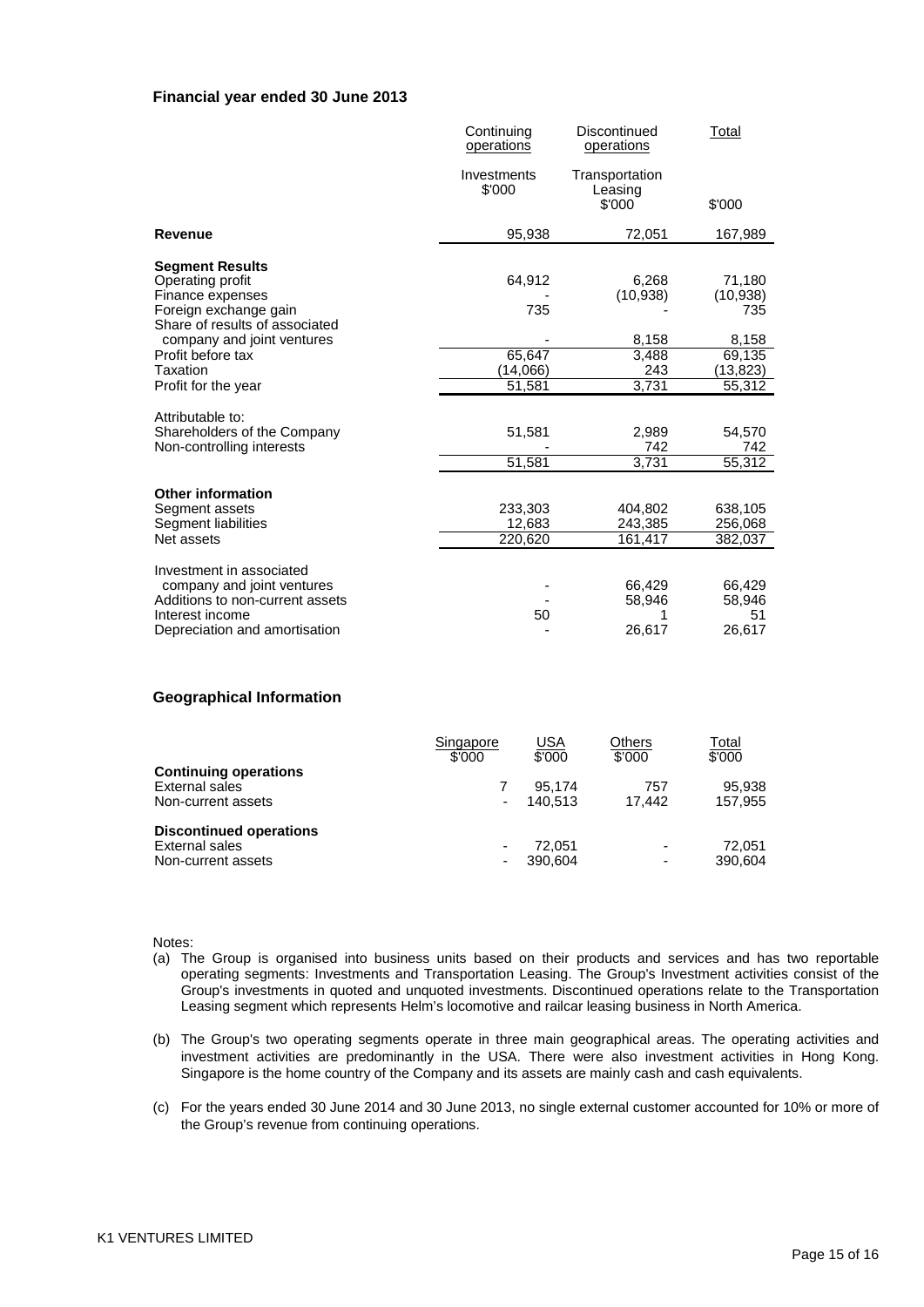**Financial year ended 30 June 2013**

| | Continuing operations | Discontinued operations | Total |
|---|---|---|---|
| | Investments $'000 | Transportation Leasing $'000 | $'000 |
| **Revenue** | 95,938 | 72,051 | 167,989 |
| **Segment Results** | | | |
| Operating profit | 64,912 | 6,268 | 71,180 |
| Finance expenses | - | (10,938) | (10,938) |
| Foreign exchange gain | 735 | - | 735 |
| Share of results of associated company and joint ventures | - | 8,158 | 8,158 |
| Profit before tax | 65,647 | 3,488 | 69,135 |
| Taxation | (14,066) | 243 | (13,823) |
| Profit for the year | 51,581 | 3,731 | 55,312 |
| Attributable to: | | | |
| Shareholders of the Company | 51,581 | 2,989 | 54,570 |
| Non-controlling interests | - | 742 | 742 |
| | 51,581 | 3,731 | 55,312 |
| **Other information** | | | |
| Segment assets | 233,303 | 404,802 | 638,105 |
| Segment liabilities | 12,683 | 243,385 | 256,068 |
| Net assets | 220,620 | 161,417 | 382,037 |
| Investment in associated company and joint ventures | - | 66,429 | 66,429 |
| Additions to non-current assets | - | 58,946 | 58,946 |
| Interest income | 50 | 1 | 51 |
| Depreciation and amortisation | - | 26,617 | 26,617 |

**Geographical Information**

| | Singapore $'000 | USA $'000 | Others $'000 | Total $'000 |
|---|---|---|---|---|
| **Continuing operations** | | | | |
| External sales | 7 | 95,174 | 757 | 95,938 |
| Non-current assets | - | 140,513 | 17,442 | 157,955 |
| **Discontinued operations** | | | | |
| External sales | - | 72,051 | - | 72,051 |
| Non-current assets | - | 390,604 | - | 390,604 |

Notes:

(a) The Group is organised into business units based on their products and services and has two reportable operating segments: Investments and Transportation Leasing. The Group's Investment activities consist of the Group's investments in quoted and unquoted investments. Discontinued operations relate to the Transportation Leasing segment which represents Helm's locomotive and railcar leasing business in North America.

(b) The Group's two operating segments operate in three main geographical areas. The operating activities and investment activities are predominantly in the USA. There were also investment activities in Hong Kong. Singapore is the home country of the Company and its assets are mainly cash and cash equivalents.

(c) For the years ended 30 June 2014 and 30 June 2013, no single external customer accounted for 10% or more of the Group's revenue from continuing operations.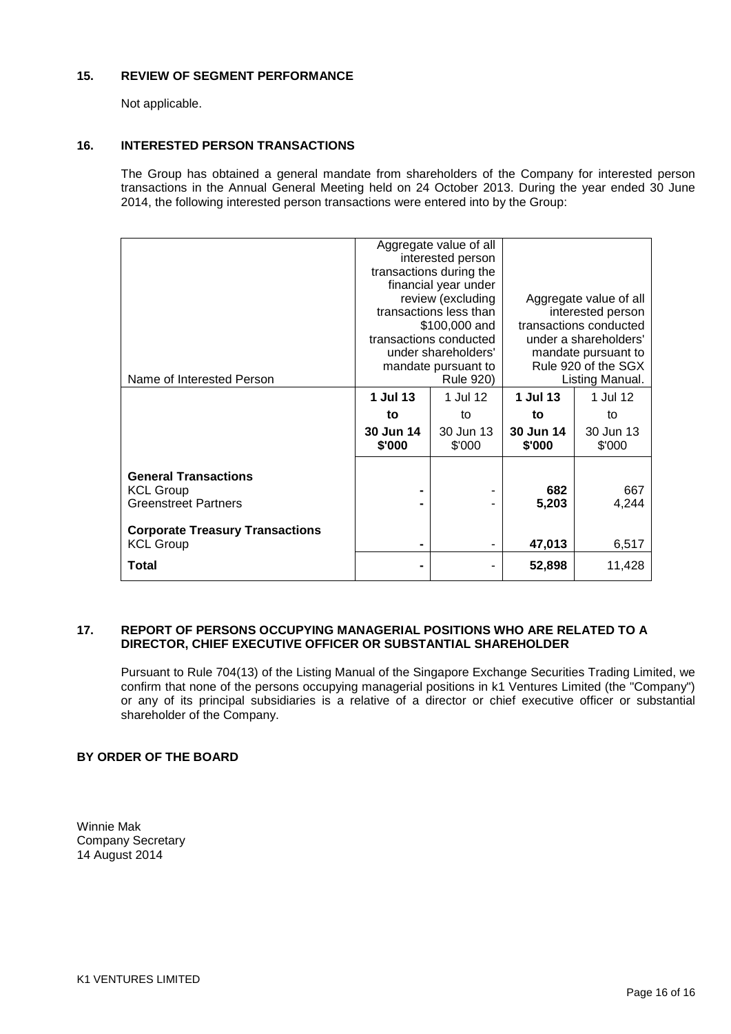## 15. REVIEW OF SEGMENT PERFORMANCE

Not applicable.

## 16. INTERESTED PERSON TRANSACTIONS

The Group has obtained a general mandate from shareholders of the Company for interested person transactions in the Annual General Meeting held on 24 October 2013. During the year ended 30 June 2014, the following interested person transactions were entered into by the Group:

| Name of Interested Person | Aggregate value of all interested person transactions during the financial year under review (excluding transactions less than $100,000 and transactions conducted under shareholders' mandate pursuant to Rule 920) | | Aggregate value of all interested person transactions conducted under a shareholders' mandate pursuant to Rule 920 of the SGX Listing Manual. | |
|---|---|---|---|---|
| | **1 Jul 13 to 30 Jun 14 $'000** | 1 Jul 12 to 30 Jun 13 $'000 | **1 Jul 13 to 30 Jun 14 $'000** | 1 Jul 12 to 30 Jun 13 $'000 |
| **General Transactions** | | | | |
| KCL Group | **-** | - | **682** | 667 |
| Greenstreet Partners | **-** | - | **5,203** | 4,244 |
| **Corporate Treasury Transactions** | | | | |
| KCL Group | **-** | - | **47,013** | 6,517 |
| **Total** | **-** | - | **52,898** | 11,428 |

## 17. REPORT OF PERSONS OCCUPYING MANAGERIAL POSITIONS WHO ARE RELATED TO A DIRECTOR, CHIEF EXECUTIVE OFFICER OR SUBSTANTIAL SHAREHOLDER

Pursuant to Rule 704(13) of the Listing Manual of the Singapore Exchange Securities Trading Limited, we confirm that none of the persons occupying managerial positions in k1 Ventures Limited (the "Company") or any of its principal subsidiaries is a relative of a director or chief executive officer or substantial shareholder of the Company.

**BY ORDER OF THE BOARD**

Winnie Mak
Company Secretary
14 August 2014